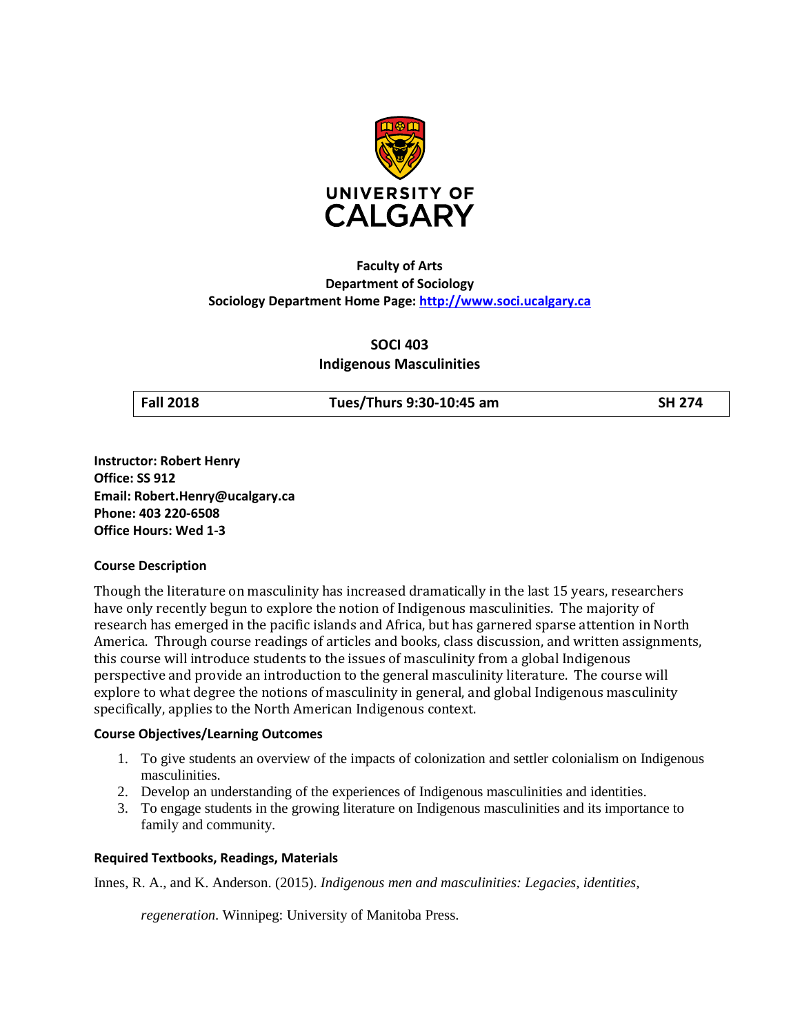UNIVERSITY OF CALGARY

**Faculty of Arts**
**Department of Sociology**
**Sociology Department Home Page: [http://www.soci.ucalgary.ca](http://www.soci.ucalgary.ca)**

# SOCI 403
## Indigenous Masculinities

| | | |
|---|---|---|
| **Fall 2018** | **Tues/Thurs 9:30-10:45 am** | **SH 274** |

**Instructor: Robert Henry**
**Office: SS 912**
**Email: Robert.Henry@ucalgary.ca**
**Phone: 403 220-6508**
**Office Hours: Wed 1-3**

### Course Description

Though the literature on masculinity has increased dramatically in the last 15 years, researchers have only recently begun to explore the notion of Indigenous masculinities. The majority of research has emerged in the pacific islands and Africa, but has garnered sparse attention in North America. Through course readings of articles and books, class discussion, and written assignments, this course will introduce students to the issues of masculinity from a global Indigenous perspective and provide an introduction to the general masculinity literature. The course will explore to what degree the notions of masculinity in general, and global Indigenous masculinity specifically, applies to the North American Indigenous context.

### Course Objectives/Learning Outcomes

1. To give students an overview of the impacts of colonization and settler colonialism on Indigenous masculinities.
2. Develop an understanding of the experiences of Indigenous masculinities and identities.
3. To engage students in the growing literature on Indigenous masculinities and its importance to family and community.

### Required Textbooks, Readings, Materials

Innes, R. A., and K. Anderson. (2015). *Indigenous men and masculinities: Legacies, identities, regeneration*. Winnipeg: University of Manitoba Press.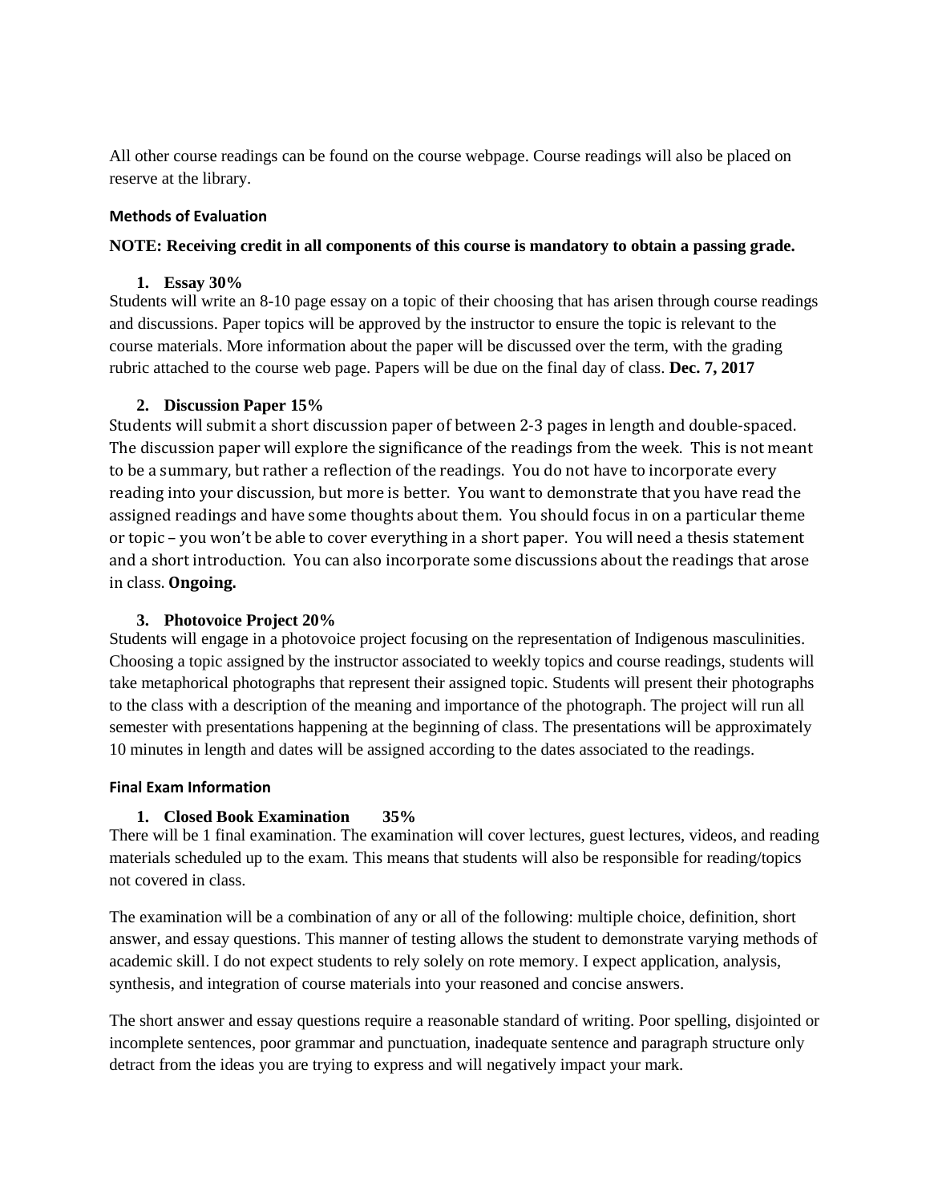All other course readings can be found on the course webpage. Course readings will also be placed on reserve at the library.

### Methods of Evaluation

**NOTE: Receiving credit in all components of this course is mandatory to obtain a passing grade.**

1. **Essay 30%**

Students will write an 8-10 page essay on a topic of their choosing that has arisen through course readings and discussions. Paper topics will be approved by the instructor to ensure the topic is relevant to the course materials. More information about the paper will be discussed over the term, with the grading rubric attached to the course web page. Papers will be due on the final day of class. **Dec. 7, 2017**

2. **Discussion Paper 15%**

Students will submit a short discussion paper of between 2-3 pages in length and double-spaced. The discussion paper will explore the significance of the readings from the week. This is not meant to be a summary, but rather a reflection of the readings. You do not have to incorporate every reading into your discussion, but more is better. You want to demonstrate that you have read the assigned readings and have some thoughts about them. You should focus in on a particular theme or topic – you won't be able to cover everything in a short paper. You will need a thesis statement and a short introduction. You can also incorporate some discussions about the readings that arose in class. **Ongoing.**

3. **Photovoice Project 20%**

Students will engage in a photovoice project focusing on the representation of Indigenous masculinities. Choosing a topic assigned by the instructor associated to weekly topics and course readings, students will take metaphorical photographs that represent their assigned topic. Students will present their photographs to the class with a description of the meaning and importance of the photograph. The project will run all semester with presentations happening at the beginning of class. The presentations will be approximately 10 minutes in length and dates will be assigned according to the dates associated to the readings.

### Final Exam Information

1. **Closed Book Examination 35%**

There will be 1 final examination. The examination will cover lectures, guest lectures, videos, and reading materials scheduled up to the exam. This means that students will also be responsible for reading/topics not covered in class.

The examination will be a combination of any or all of the following: multiple choice, definition, short answer, and essay questions. This manner of testing allows the student to demonstrate varying methods of academic skill. I do not expect students to rely solely on rote memory. I expect application, analysis, synthesis, and integration of course materials into your reasoned and concise answers.

The short answer and essay questions require a reasonable standard of writing. Poor spelling, disjointed or incomplete sentences, poor grammar and punctuation, inadequate sentence and paragraph structure only detract from the ideas you are trying to express and will negatively impact your mark.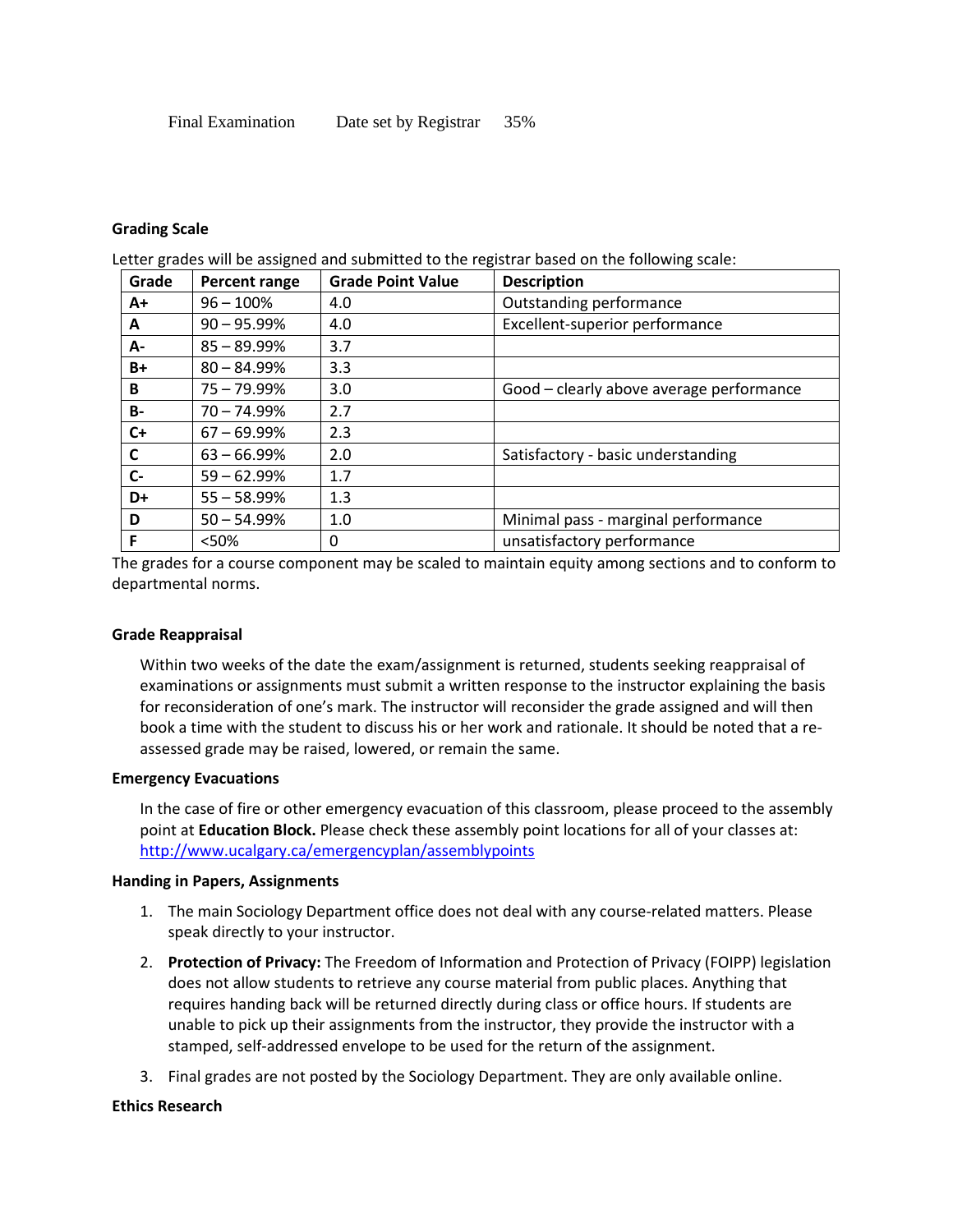Final Examination Date set by Registrar 35%

**Grading Scale**

Letter grades will be assigned and submitted to the registrar based on the following scale:

| Grade | Percent range | Grade Point Value | Description |
|---|---|---|---|
| A+ | 96 – 100% | 4.0 | Outstanding performance |
| A | 90 – 95.99% | 4.0 | Excellent-superior performance |
| A- | 85 – 89.99% | 3.7 | |
| B+ | 80 – 84.99% | 3.3 | |
| B | 75 – 79.99% | 3.0 | Good – clearly above average performance |
| B- | 70 – 74.99% | 2.7 | |
| C+ | 67 – 69.99% | 2.3 | |
| C | 63 – 66.99% | 2.0 | Satisfactory - basic understanding |
| C- | 59 – 62.99% | 1.7 | |
| D+ | 55 – 58.99% | 1.3 | |
| D | 50 – 54.99% | 1.0 | Minimal pass - marginal performance |
| F | <50% | 0 | unsatisfactory performance |

The grades for a course component may be scaled to maintain equity among sections and to conform to departmental norms.

**Grade Reappraisal**

Within two weeks of the date the exam/assignment is returned, students seeking reappraisal of examinations or assignments must submit a written response to the instructor explaining the basis for reconsideration of one's mark. The instructor will reconsider the grade assigned and will then book a time with the student to discuss his or her work and rationale. It should be noted that a re-assessed grade may be raised, lowered, or remain the same.

**Emergency Evacuations**

In the case of fire or other emergency evacuation of this classroom, please proceed to the assembly point at **Education Block.** Please check these assembly point locations for all of your classes at: http://www.ucalgary.ca/emergencyplan/assemblypoints

**Handing in Papers, Assignments**

1. The main Sociology Department office does not deal with any course-related matters. Please speak directly to your instructor.
2. **Protection of Privacy:** The Freedom of Information and Protection of Privacy (FOIPP) legislation does not allow students to retrieve any course material from public places. Anything that requires handing back will be returned directly during class or office hours. If students are unable to pick up their assignments from the instructor, they provide the instructor with a stamped, self-addressed envelope to be used for the return of the assignment.
3. Final grades are not posted by the Sociology Department. They are only available online.

**Ethics Research**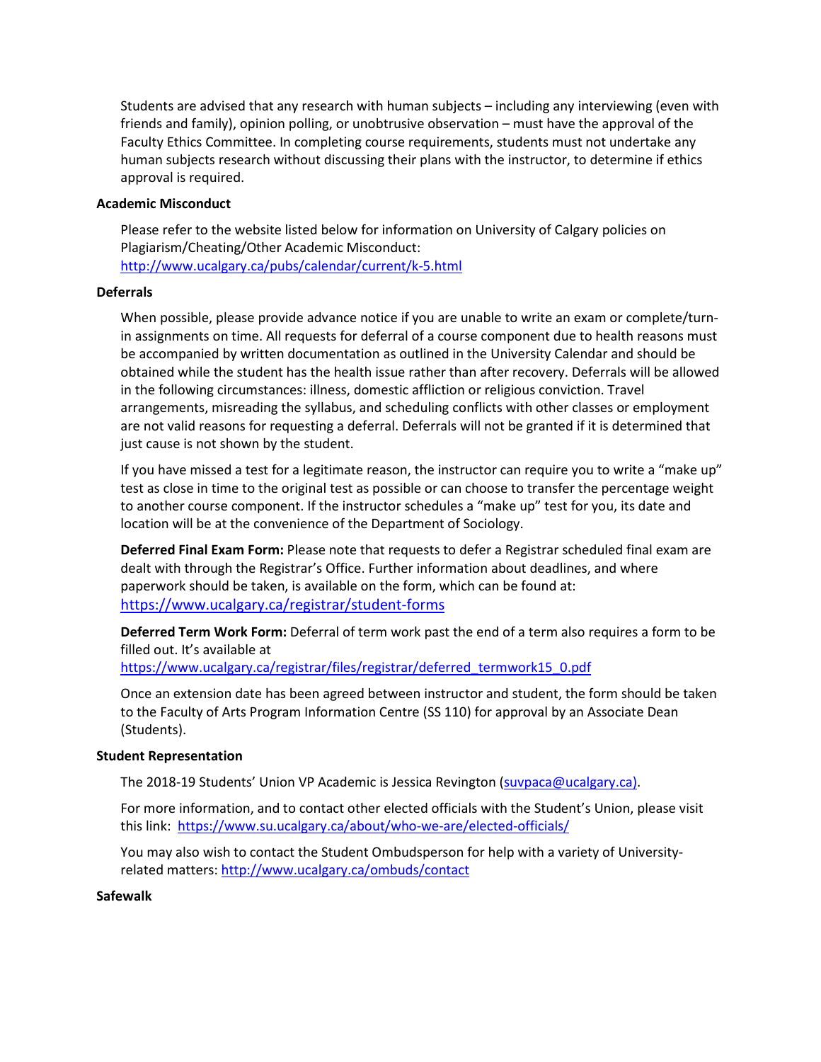Students are advised that any research with human subjects – including any interviewing (even with friends and family), opinion polling, or unobtrusive observation – must have the approval of the Faculty Ethics Committee. In completing course requirements, students must not undertake any human subjects research without discussing their plans with the instructor, to determine if ethics approval is required.

**Academic Misconduct**

Please refer to the website listed below for information on University of Calgary policies on Plagiarism/Cheating/Other Academic Misconduct: http://www.ucalgary.ca/pubs/calendar/current/k-5.html

**Deferrals**

When possible, please provide advance notice if you are unable to write an exam or complete/turn-in assignments on time. All requests for deferral of a course component due to health reasons must be accompanied by written documentation as outlined in the University Calendar and should be obtained while the student has the health issue rather than after recovery. Deferrals will be allowed in the following circumstances: illness, domestic affliction or religious conviction. Travel arrangements, misreading the syllabus, and scheduling conflicts with other classes or employment are not valid reasons for requesting a deferral. Deferrals will not be granted if it is determined that just cause is not shown by the student.

If you have missed a test for a legitimate reason, the instructor can require you to write a "make up" test as close in time to the original test as possible or can choose to transfer the percentage weight to another course component. If the instructor schedules a "make up" test for you, its date and location will be at the convenience of the Department of Sociology.

**Deferred Final Exam Form:** Please note that requests to defer a Registrar scheduled final exam are dealt with through the Registrar's Office. Further information about deadlines, and where paperwork should be taken, is available on the form, which can be found at: https://www.ucalgary.ca/registrar/student-forms

**Deferred Term Work Form:** Deferral of term work past the end of a term also requires a form to be filled out. It's available at https://www.ucalgary.ca/registrar/files/registrar/deferred_termwork15_0.pdf

Once an extension date has been agreed between instructor and student, the form should be taken to the Faculty of Arts Program Information Centre (SS 110) for approval by an Associate Dean (Students).

**Student Representation**

The 2018-19 Students' Union VP Academic is Jessica Revington (suvpaca@ucalgary.ca).

For more information, and to contact other elected officials with the Student's Union, please visit this link: https://www.su.ucalgary.ca/about/who-we-are/elected-officials/

You may also wish to contact the Student Ombudsperson for help with a variety of University-related matters: http://www.ucalgary.ca/ombuds/contact

**Safewalk**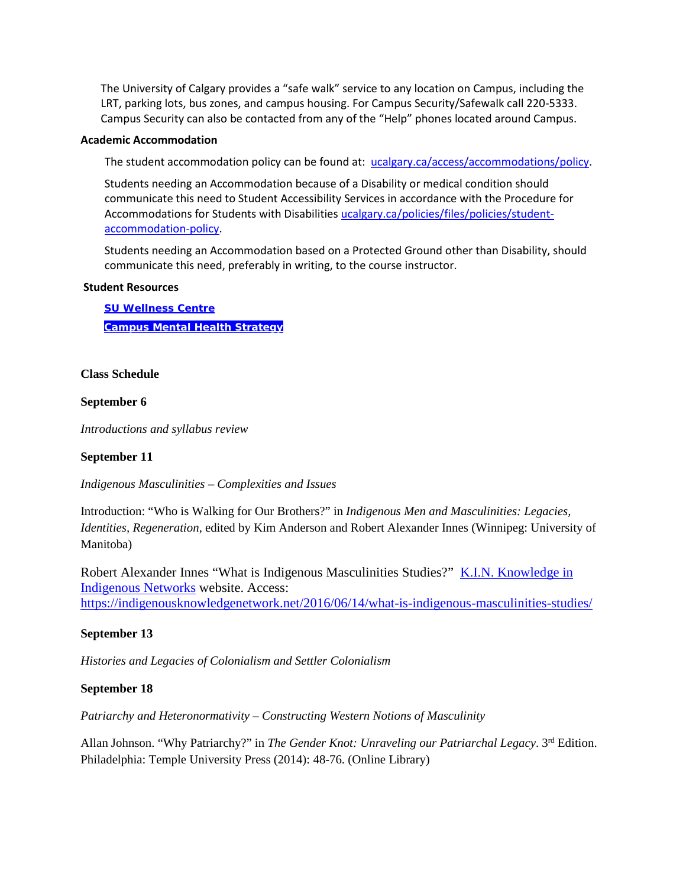The University of Calgary provides a "safe walk" service to any location on Campus, including the LRT, parking lots, bus zones, and campus housing. For Campus Security/Safewalk call 220-5333. Campus Security can also be contacted from any of the "Help" phones located around Campus.

**Academic Accommodation**

The student accommodation policy can be found at: [ucalgary.ca/access/accommodations/policy](ucalgary.ca/access/accommodations/policy).

Students needing an Accommodation because of a Disability or medical condition should communicate this need to Student Accessibility Services in accordance with the Procedure for Accommodations for Students with Disabilities [ucalgary.ca/policies/files/policies/student-accommodation-policy](ucalgary.ca/policies/files/policies/student-accommodation-policy).

Students needing an Accommodation based on a Protected Ground other than Disability, should communicate this need, preferably in writing, to the course instructor.

**Student Resources**

**SU Wellness Centre**

**Campus Mental Health Strategy**

**Class Schedule**

**September 6**

*Introductions and syllabus review*

**September 11**

*Indigenous Masculinities – Complexities and Issues*

Introduction: "Who is Walking for Our Brothers?" in *Indigenous Men and Masculinities: Legacies, Identities, Regeneration*, edited by Kim Anderson and Robert Alexander Innes (Winnipeg: University of Manitoba)

Robert Alexander Innes "What is Indigenous Masculinities Studies?" K.I.N. Knowledge in Indigenous Networks website. Access: https://indigenousknowledgenetwork.net/2016/06/14/what-is-indigenous-masculinities-studies/

**September 13**

*Histories and Legacies of Colonialism and Settler Colonialism*

**September 18**

*Patriarchy and Heteronormativity – Constructing Western Notions of Masculinity*

Allan Johnson. "Why Patriarchy?" in *The Gender Knot: Unraveling our Patriarchal Legacy*. 3rd Edition. Philadelphia: Temple University Press (2014): 48-76. (Online Library)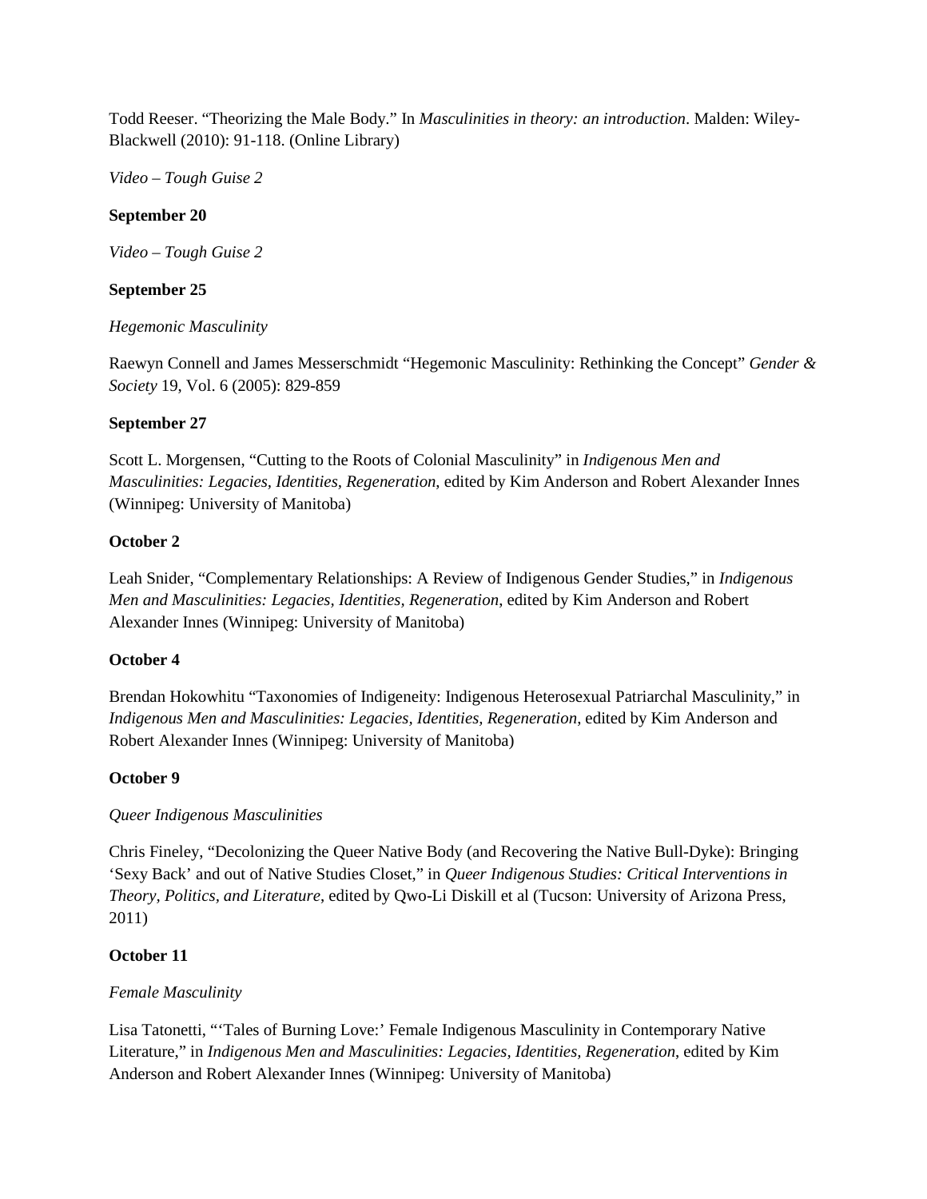Todd Reeser. “Theorizing the Male Body.” In *Masculinities in theory: an introduction*. Malden: Wiley-Blackwell (2010): 91-118. (Online Library)

*Video – Tough Guise 2*

**September 20**

*Video – Tough Guise 2*

**September 25**

*Hegemonic Masculinity*

Raewyn Connell and James Messerschmidt “Hegemonic Masculinity: Rethinking the Concept” *Gender & Society* 19, Vol. 6 (2005): 829-859

**September 27**

Scott L. Morgensen, “Cutting to the Roots of Colonial Masculinity” in *Indigenous Men and Masculinities: Legacies, Identities, Regeneration*, edited by Kim Anderson and Robert Alexander Innes (Winnipeg: University of Manitoba)

**October 2**

Leah Snider, “Complementary Relationships: A Review of Indigenous Gender Studies,” in *Indigenous Men and Masculinities: Legacies, Identities, Regeneration*, edited by Kim Anderson and Robert Alexander Innes (Winnipeg: University of Manitoba)

**October 4**

Brendan Hokowhitu “Taxonomies of Indigeneity: Indigenous Heterosexual Patriarchal Masculinity,” in *Indigenous Men and Masculinities: Legacies, Identities, Regeneration*, edited by Kim Anderson and Robert Alexander Innes (Winnipeg: University of Manitoba)

**October 9**

*Queer Indigenous Masculinities*

Chris Fineley, “Decolonizing the Queer Native Body (and Recovering the Native Bull-Dyke): Bringing ‘Sexy Back’ and out of Native Studies Closet,” in *Queer Indigenous Studies: Critical Interventions in Theory, Politics, and Literature*, edited by Qwo-Li Diskill et al (Tucson: University of Arizona Press, 2011)

**October 11**

*Female Masculinity*

Lisa Tatonetti, “‘Tales of Burning Love:’ Female Indigenous Masculinity in Contemporary Native Literature,” in *Indigenous Men and Masculinities: Legacies, Identities, Regeneration*, edited by Kim Anderson and Robert Alexander Innes (Winnipeg: University of Manitoba)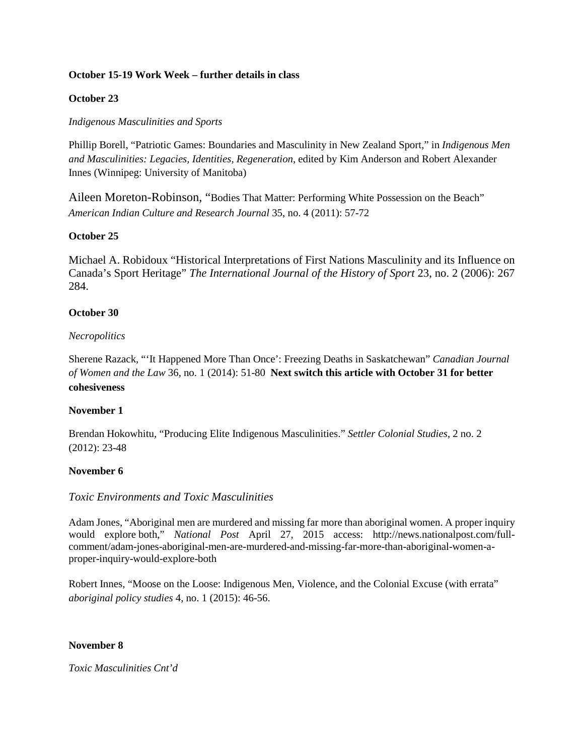**October 15-19 Work Week – further details in class**

**October 23**

*Indigenous Masculinities and Sports*

Phillip Borell, "Patriotic Games: Boundaries and Masculinity in New Zealand Sport," in *Indigenous Men and Masculinities: Legacies, Identities, Regeneration*, edited by Kim Anderson and Robert Alexander Innes (Winnipeg: University of Manitoba)

Aileen Moreton-Robinson, "Bodies That Matter: Performing White Possession on the Beach" *American Indian Culture and Research Journal* 35, no. 4 (2011): 57-72

**October 25**

Michael A. Robidoux "Historical Interpretations of First Nations Masculinity and its Influence on Canada's Sport Heritage" *The International Journal of the History of Sport* 23, no. 2 (2006): 267 284.

**October 30**

*Necropolitics*

Sherene Razack, "'It Happened More Than Once': Freezing Deaths in Saskatchewan" *Canadian Journal of Women and the Law* 36, no. 1 (2014): 51-80 **Next switch this article with October 31 for better cohesiveness**

**November 1**

Brendan Hokowhitu, "Producing Elite Indigenous Masculinities." *Settler Colonial Studies*, 2 no. 2 (2012): 23-48

**November 6**

*Toxic Environments and Toxic Masculinities*

Adam Jones, "Aboriginal men are murdered and missing far more than aboriginal women. A proper inquiry would explore both," *National Post* April 27, 2015 access: http://news.nationalpost.com/full-comment/adam-jones-aboriginal-men-are-murdered-and-missing-far-more-than-aboriginal-women-a-proper-inquiry-would-explore-both

Robert Innes, "Moose on the Loose: Indigenous Men, Violence, and the Colonial Excuse (with errata" *aboriginal policy studies* 4, no. 1 (2015): 46-56.

**November 8**

*Toxic Masculinities Cnt'd*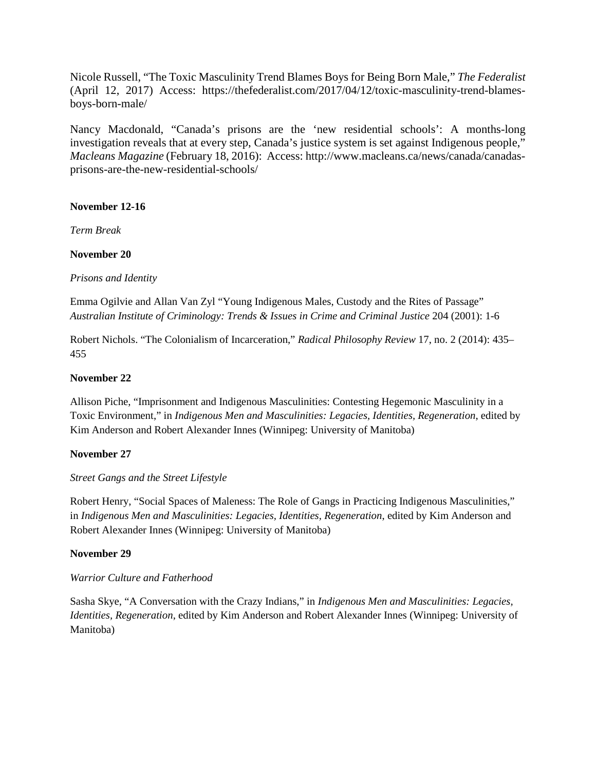Nicole Russell, "The Toxic Masculinity Trend Blames Boys for Being Born Male," *The Federalist* (April 12, 2017) Access: https://thefederalist.com/2017/04/12/toxic-masculinity-trend-blames-boys-born-male/

Nancy Macdonald, "Canada's prisons are the 'new residential schools': A months-long investigation reveals that at every step, Canada's justice system is set against Indigenous people," *Macleans Magazine* (February 18, 2016): Access: http://www.macleans.ca/news/canada/canadas-prisons-are-the-new-residential-schools/

**November 12-16**

*Term Break*

**November 20**

*Prisons and Identity*

Emma Ogilvie and Allan Van Zyl "Young Indigenous Males, Custody and the Rites of Passage" *Australian Institute of Criminology: Trends & Issues in Crime and Criminal Justice* 204 (2001): 1-6

Robert Nichols. "The Colonialism of Incarceration," *Radical Philosophy Review* 17, no. 2 (2014): 435–455

**November 22**

Allison Piche, "Imprisonment and Indigenous Masculinities: Contesting Hegemonic Masculinity in a Toxic Environment," in *Indigenous Men and Masculinities: Legacies, Identities, Regeneration*, edited by Kim Anderson and Robert Alexander Innes (Winnipeg: University of Manitoba)

**November 27**

*Street Gangs and the Street Lifestyle*

Robert Henry, "Social Spaces of Maleness: The Role of Gangs in Practicing Indigenous Masculinities," in *Indigenous Men and Masculinities: Legacies, Identities, Regeneration*, edited by Kim Anderson and Robert Alexander Innes (Winnipeg: University of Manitoba)

**November 29**

*Warrior Culture and Fatherhood*

Sasha Skye, "A Conversation with the Crazy Indians," in *Indigenous Men and Masculinities: Legacies, Identities, Regeneration*, edited by Kim Anderson and Robert Alexander Innes (Winnipeg: University of Manitoba)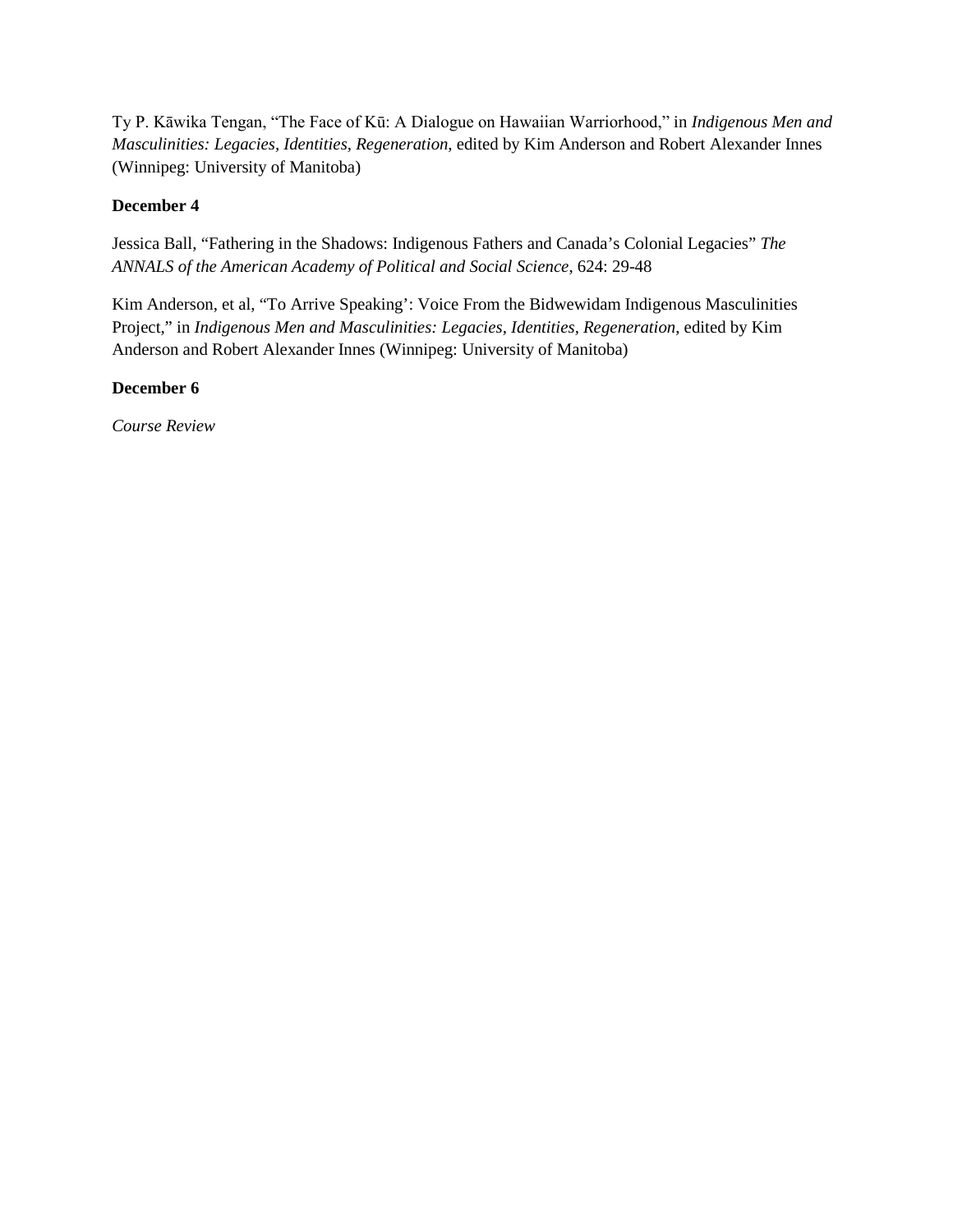Ty P. Kāwika Tengan, "The Face of Kū: A Dialogue on Hawaiian Warriorhood," in *Indigenous Men and Masculinities: Legacies, Identities, Regeneration,* edited by Kim Anderson and Robert Alexander Innes (Winnipeg: University of Manitoba)

**December 4**

Jessica Ball, "Fathering in the Shadows: Indigenous Fathers and Canada's Colonial Legacies" *The ANNALS of the American Academy of Political and Social Science*, 624: 29-48

Kim Anderson, et al, "To Arrive Speaking': Voice From the Bidwewidam Indigenous Masculinities Project," in *Indigenous Men and Masculinities: Legacies, Identities, Regeneration*, edited by Kim Anderson and Robert Alexander Innes (Winnipeg: University of Manitoba)

**December 6**

*Course Review*